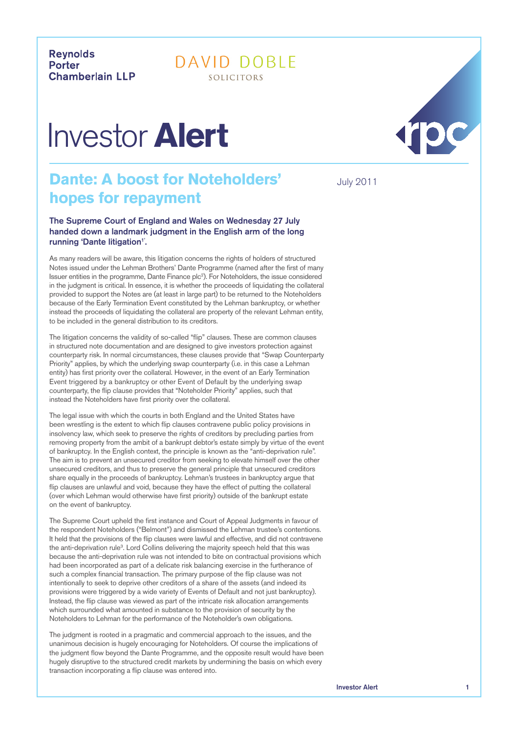Reynolds Porter Chamberlain LLP

DAVID DOBLE SOLICITORS

# Investor **Alert**

## Dante: A boost for Noteholders' hopes for repayment

July 2011

**The Supreme Court of England and Wales on Wednesday 27 July handed down a landmark judgment in the English arm of the long running 'Dante litigation[1]'.**

As many readers will be aware, this litigation concerns the rights of holders of structured Notes issued under the Lehman Brothers' Dante Programme (named after the first of many Issuer entities in the programme, Dante Finance plc[2]). For Noteholders, the issue considered in the judgment is critical. In essence, it is whether the proceeds of liquidating the collateral provided to support the Notes are (at least in large part) to be returned to the Noteholders because of the Early Termination Event constituted by the Lehman bankruptcy, or whether instead the proceeds of liquidating the collateral are property of the relevant Lehman entity, to be included in the general distribution to its creditors.

The litigation concerns the validity of so-called "flip" clauses. These are common clauses in structured note documentation and are designed to give investors protection against counterparty risk. In normal circumstances, these clauses provide that "Swap Counterparty Priority" applies, by which the underlying swap counterparty (i.e. in this case a Lehman entity) has first priority over the collateral. However, in the event of an Early Termination Event triggered by a bankruptcy or other Event of Default by the underlying swap counterparty, the flip clause provides that "Noteholder Priority" applies, such that instead the Noteholders have first priority over the collateral.

The legal issue with which the courts in both England and the United States have been wrestling is the extent to which flip clauses contravene public policy provisions in insolvency law, which seek to preserve the rights of creditors by precluding parties from removing property from the ambit of a bankrupt debtor's estate simply by virtue of the event of bankruptcy. In the English context, the principle is known as the "anti-deprivation rule". The aim is to prevent an unsecured creditor from seeking to elevate himself over the other unsecured creditors, and thus to preserve the general principle that unsecured creditors share equally in the proceeds of bankruptcy. Lehman's trustees in bankruptcy argue that flip clauses are unlawful and void, because they have the effect of putting the collateral (over which Lehman would otherwise have first priority) outside of the bankrupt estate on the event of bankruptcy.

The Supreme Court upheld the first instance and Court of Appeal Judgments in favour of the respondent Noteholders ("Belmont") and dismissed the Lehman trustee's contentions. It held that the provisions of the flip clauses were lawful and effective, and did not contravene the anti-deprivation rule[3]. Lord Collins delivering the majority speech held that this was because the anti-deprivation rule was not intended to bite on contractual provisions which had been incorporated as part of a delicate risk balancing exercise in the furtherance of such a complex financial transaction. The primary purpose of the flip clause was not intentionally to seek to deprive other creditors of a share of the assets (and indeed its provisions were triggered by a wide variety of Events of Default and not just bankruptcy). Instead, the flip clause was viewed as part of the intricate risk allocation arrangements which surrounded what amounted in substance to the provision of security by the Noteholders to Lehman for the performance of the Noteholder's own obligations.

The judgment is rooted in a pragmatic and commercial approach to the issues, and the unanimous decision is hugely encouraging for Noteholders. Of course the implications of the judgment flow beyond the Dante Programme, and the opposite result would have been hugely disruptive to the structured credit markets by undermining the basis on which every transaction incorporating a flip clause was entered into.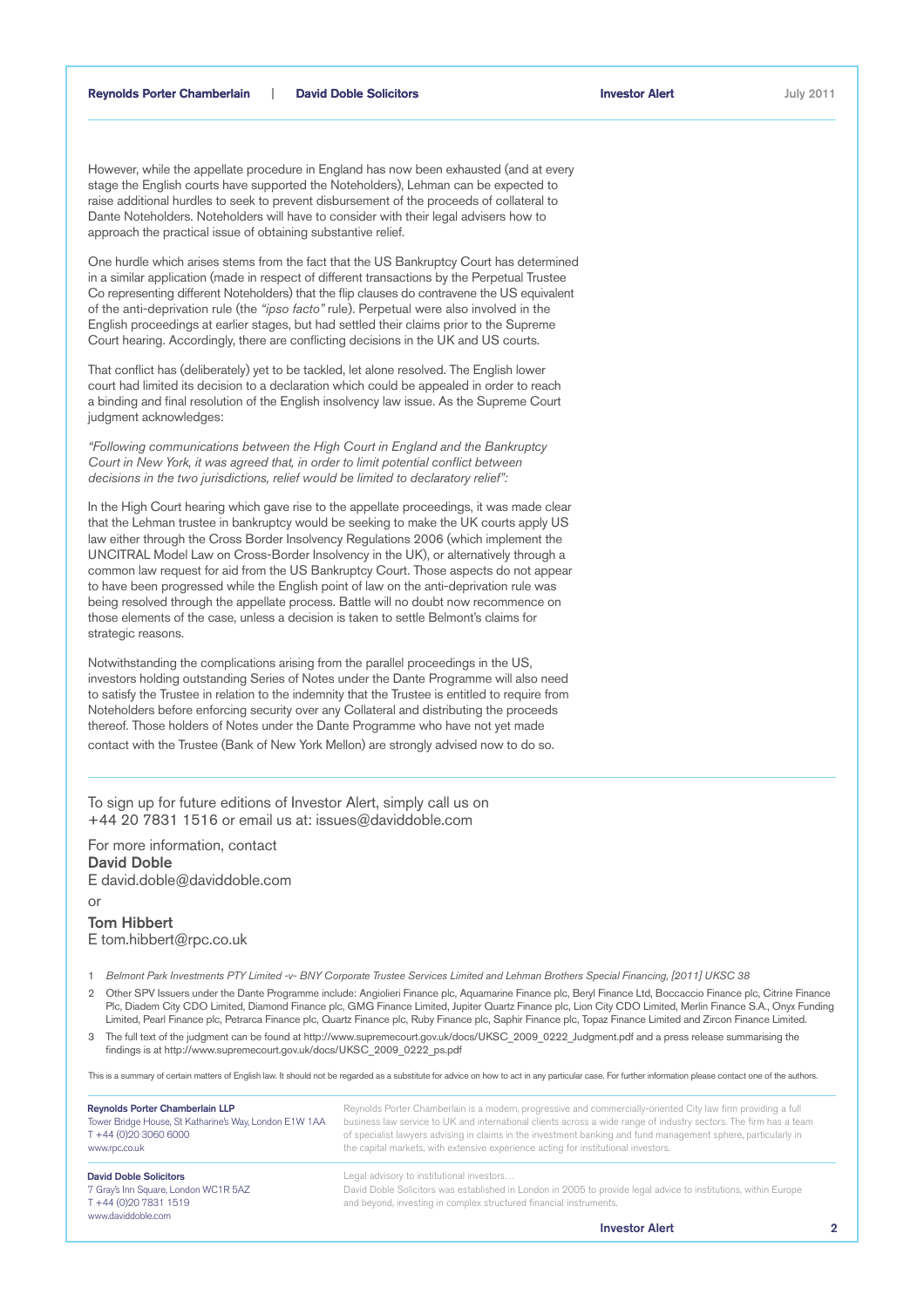However, while the appellate procedure in England has now been exhausted (and at every stage the English courts have supported the Noteholders), Lehman can be expected to raise additional hurdles to seek to prevent disbursement of the proceeds of collateral to Dante Noteholders. Noteholders will have to consider with their legal advisers how to approach the practical issue of obtaining substantive relief.

One hurdle which arises stems from the fact that the US Bankruptcy Court has determined in a similar application (made in respect of different transactions by the Perpetual Trustee Co representing different Noteholders) that the flip clauses do contravene the US equivalent of the anti-deprivation rule (the *"ipso facto"* rule). Perpetual were also involved in the English proceedings at earlier stages, but had settled their claims prior to the Supreme Court hearing. Accordingly, there are conflicting decisions in the UK and US courts.

That conflict has (deliberately) yet to be tackled, let alone resolved. The English lower court had limited its decision to a declaration which could be appealed in order to reach a binding and final resolution of the English insolvency law issue. As the Supreme Court judgment acknowledges:

*"Following communications between the High Court in England and the Bankruptcy Court in New York, it was agreed that, in order to limit potential conflict between decisions in the two jurisdictions, relief would be limited to declaratory relief":*

In the High Court hearing which gave rise to the appellate proceedings, it was made clear that the Lehman trustee in bankruptcy would be seeking to make the UK courts apply US law either through the Cross Border Insolvency Regulations 2006 (which implement the UNCITRAL Model Law on Cross-Border Insolvency in the UK), or alternatively through a common law request for aid from the US Bankruptcy Court. Those aspects do not appear to have been progressed while the English point of law on the anti-deprivation rule was being resolved through the appellate process. Battle will no doubt now recommence on those elements of the case, unless a decision is taken to settle Belmont's claims for strategic reasons.

Notwithstanding the complications arising from the parallel proceedings in the US, investors holding outstanding Series of Notes under the Dante Programme will also need to satisfy the Trustee in relation to the indemnity that the Trustee is entitled to require from Noteholders before enforcing security over any Collateral and distributing the proceeds thereof. Those holders of Notes under the Dante Programme who have not yet made contact with the Trustee (Bank of New York Mellon) are strongly advised now to do so.

---

To sign up for future editions of Investor Alert, simply call us on +44 20 7831 1516 or email us at: issues@daviddoble.com

For more information, contact
**David Doble**
E david.doble@daviddoble.com

or

**Tom Hibbert**
E tom.hibbert@rpc.co.uk

1 *Belmont Park Investments PTY Limited -v- BNY Corporate Trustee Services Limited and Lehman Brothers Special Financing, [2011] UKSC 38*

2 Other SPV Issuers under the Dante Programme include: Angiolieri Finance plc, Aquamarine Finance plc, Beryl Finance Ltd, Boccaccio Finance plc, Citrine Finance Plc, Diadem City CDO Limited, Diamond Finance plc, GMG Finance Limited, Jupiter Quartz Finance plc, Lion City CDO Limited, Merlin Finance S.A., Onyx Funding Limited, Pearl Finance plc, Petrarca Finance plc, Quartz Finance plc, Ruby Finance plc, Saphir Finance plc, Topaz Finance Limited and Zircon Finance Limited.

3 The full text of the judgment can be found at http://www.supremecourt.gov.uk/docs/UKSC_2009_0222_Judgment.pdf and a press release summarising the findings is at http://www.supremecourt.gov.uk/docs/UKSC_2009_0222_ps.pdf

This is a summary of certain matters of English law. It should not be regarded as a substitute for advice on how to act in any particular case. For further information please contact one of the authors.

**Reynolds Porter Chamberlain LLP**
Tower Bridge House, St Katharine's Way, London E1W 1AA
T +44 (0)20 3060 6000
www.rpc.co.uk

Reynolds Porter Chamberlain is a modern, progressive and commercially-oriented City law firm providing a full business law service to UK and international clients across a wide range of industry sectors. The firm has a team of specialist lawyers advising in claims in the investment banking and fund management sphere, particularly in the capital markets, with extensive experience acting for institutional investors.

**David Doble Solicitors**
7 Gray's Inn Square, London WC1R 5AZ
T +44 (0)20 7831 1519
www.daviddoble.com

Legal advisory to institutional investors…
David Doble Solicitors was established in London in 2005 to provide legal advice to institutions, within Europe and beyond, investing in complex structured financial instruments.